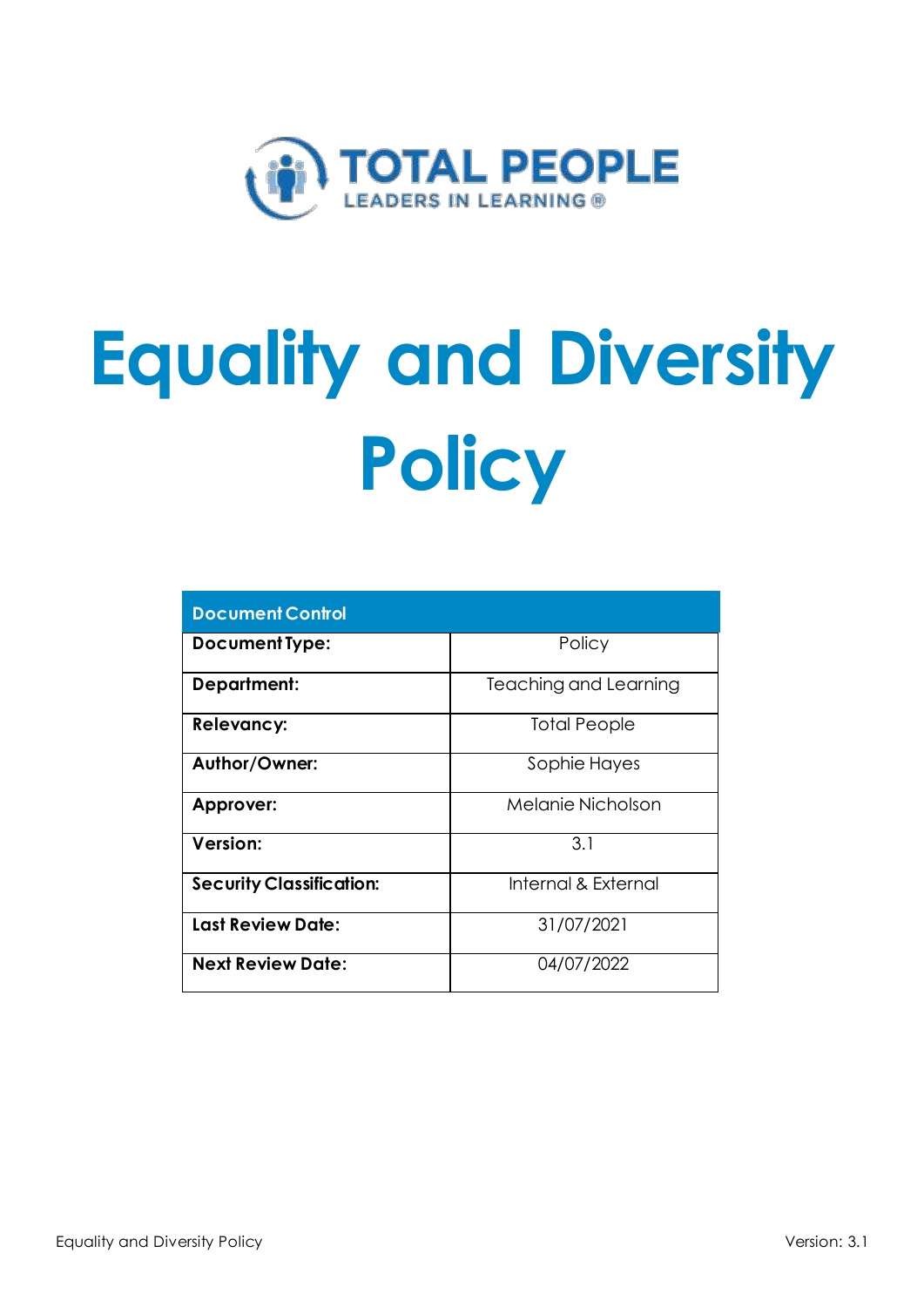TOTAL PEOPLE
LEADERS IN LEARNING ®

# Equality and Diversity Policy

| Document Control | |
|---|---|
| **Document Type:** | Policy |
| **Department:** | Teaching and Learning |
| **Relevancy:** | Total People |
| **Author/Owner:** | Sophie Hayes |
| **Approver:** | Melanie Nicholson |
| **Version:** | 3.1 |
| **Security Classification:** | Internal & External |
| **Last Review Date:** | 31/07/2021 |
| **Next Review Date:** | 04/07/2022 |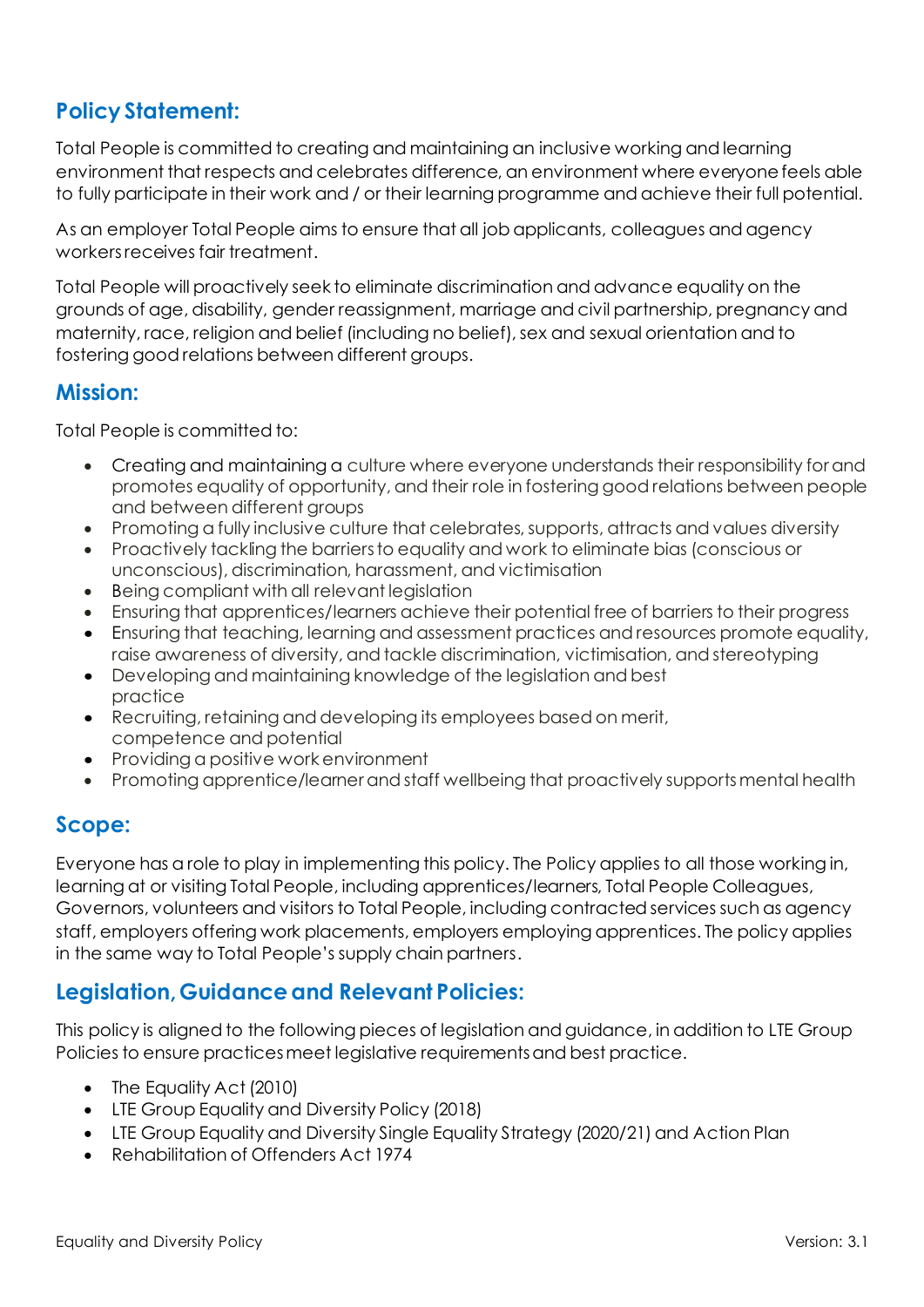## Policy Statement:

Total People is committed to creating and maintaining an inclusive working and learning environment that respects and celebrates difference, an environment where everyone feels able to fully participate in their work and / or their learning programme and achieve their full potential.

As an employer Total People aims to ensure that all job applicants, colleagues and agency workers receives fair treatment.

Total People will proactively seek to eliminate discrimination and advance equality on the grounds of age, disability, gender reassignment, marriage and civil partnership, pregnancy and maternity, race, religion and belief (including no belief), sex and sexual orientation and to fostering good relations between different groups.

## Mission:

Total People is committed to:

- Creating and maintaining a culture where everyone understands their responsibility for and promotes equality of opportunity, and their role in fostering good relations between people and between different groups
- Promoting a fully inclusive culture that celebrates, supports, attracts and values diversity
- Proactively tackling the barriers to equality and work to eliminate bias (conscious or unconscious), discrimination, harassment, and victimisation
- Being compliant with all relevant legislation
- Ensuring that apprentices/learners achieve their potential free of barriers to their progress
- Ensuring that teaching, learning and assessment practices and resources promote equality, raise awareness of diversity, and tackle discrimination, victimisation, and stereotyping
- Developing and maintaining knowledge of the legislation and best practice
- Recruiting, retaining and developing its employees based on merit, competence and potential
- Providing a positive work environment
- Promoting apprentice/learner and staff wellbeing that proactively supports mental health

## Scope:

Everyone has a role to play in implementing this policy. The Policy applies to all those working in, learning at or visiting Total People, including apprentices/learners, Total People Colleagues, Governors, volunteers and visitors to Total People, including contracted services such as agency staff, employers offering work placements, employers employing apprentices. The policy applies in the same way to Total People's supply chain partners.

## Legislation, Guidance and Relevant Policies:

This policy is aligned to the following pieces of legislation and guidance, in addition to LTE Group Policies to ensure practices meet legislative requirements and best practice.

- The Equality Act (2010)
- LTE Group Equality and Diversity Policy (2018)
- LTE Group Equality and Diversity Single Equality Strategy (2020/21) and Action Plan
- Rehabilitation of Offenders Act 1974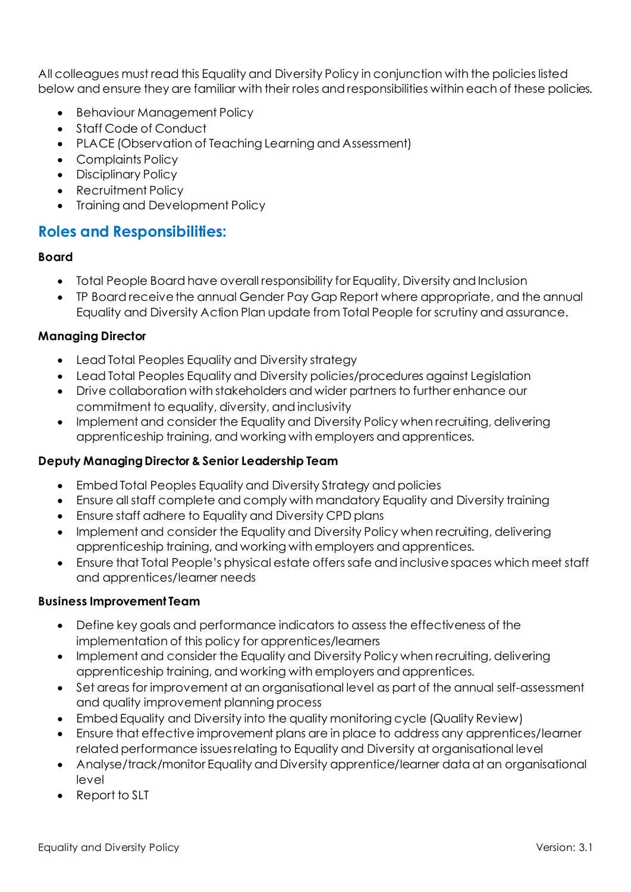All colleagues must read this Equality and Diversity Policy in conjunction with the policies listed below and ensure they are familiar with their roles and responsibilities within each of these policies.

- Behaviour Management Policy
- Staff Code of Conduct
- PLACE (Observation of Teaching Learning and Assessment)
- Complaints Policy
- Disciplinary Policy
- Recruitment Policy
- Training and Development Policy

## Roles and Responsibilities:

**Board**

- Total People Board have overall responsibility for Equality, Diversity and Inclusion
- TP Board receive the annual Gender Pay Gap Report where appropriate, and the annual Equality and Diversity Action Plan update from Total People for scrutiny and assurance.

**Managing Director**

- Lead Total Peoples Equality and Diversity strategy
- Lead Total Peoples Equality and Diversity policies/procedures against Legislation
- Drive collaboration with stakeholders and wider partners to further enhance our commitment to equality, diversity, and inclusivity
- Implement and consider the Equality and Diversity Policy when recruiting, delivering apprenticeship training, and working with employers and apprentices.

**Deputy Managing Director & Senior Leadership Team**

- Embed Total Peoples Equality and Diversity Strategy and policies
- Ensure all staff complete and comply with mandatory Equality and Diversity training
- Ensure staff adhere to Equality and Diversity CPD plans
- Implement and consider the Equality and Diversity Policy when recruiting, delivering apprenticeship training, and working with employers and apprentices.
- Ensure that Total People's physical estate offers safe and inclusive spaces which meet staff and apprentices/learner needs

**Business Improvement Team**

- Define key goals and performance indicators to assess the effectiveness of the implementation of this policy for apprentices/learners
- Implement and consider the Equality and Diversity Policy when recruiting, delivering apprenticeship training, and working with employers and apprentices.
- Set areas for improvement at an organisational level as part of the annual self-assessment and quality improvement planning process
- Embed Equality and Diversity into the quality monitoring cycle (Quality Review)
- Ensure that effective improvement plans are in place to address any apprentices/learner related performance issues relating to Equality and Diversity at organisational level
- Analyse/track/monitor Equality and Diversity apprentice/learner data at an organisational level
- Report to SLT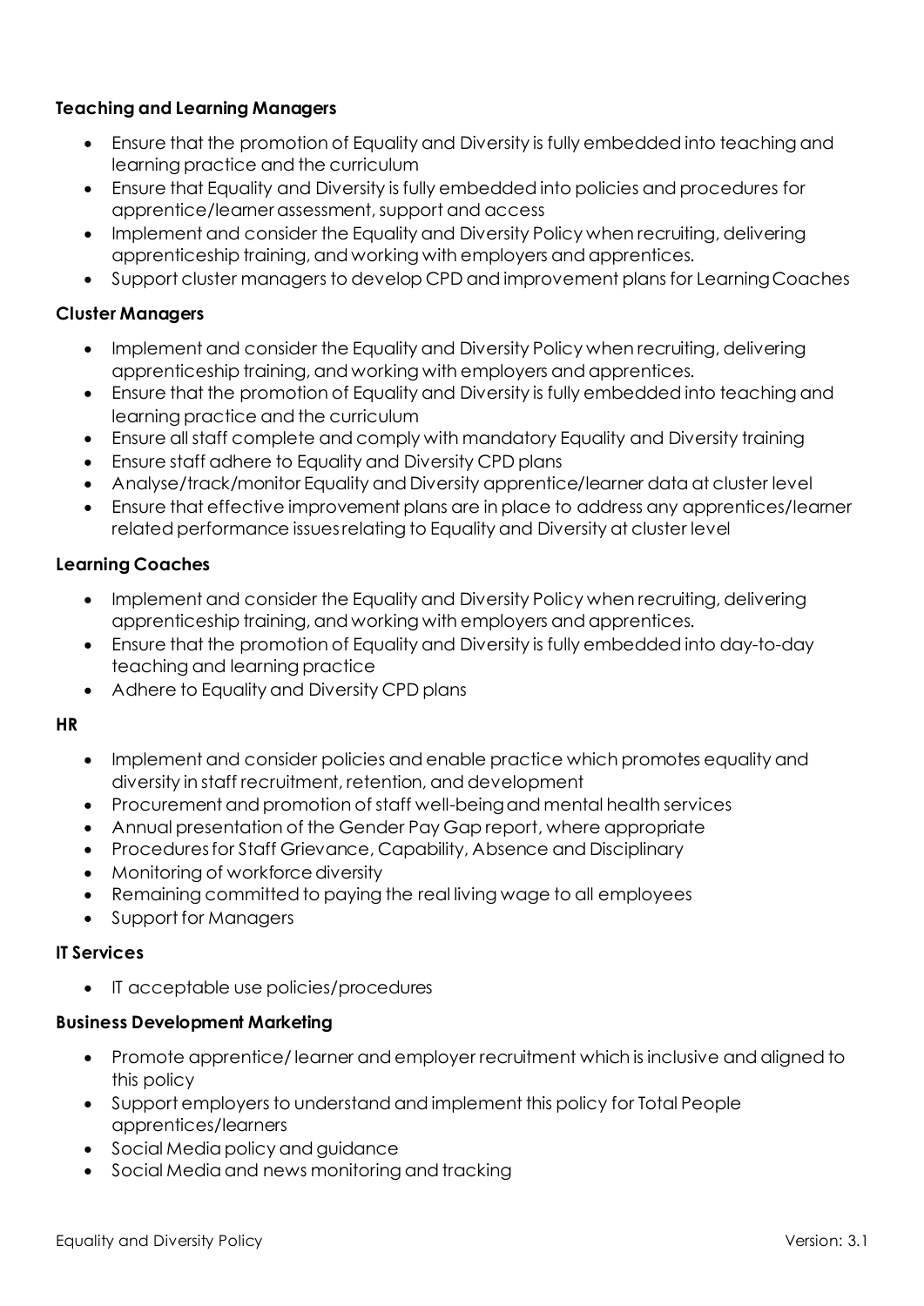**Teaching and Learning Managers**

- Ensure that the promotion of Equality and Diversity is fully embedded into teaching and learning practice and the curriculum
- Ensure that Equality and Diversity is fully embedded into policies and procedures for apprentice/learner assessment, support and access
- Implement and consider the Equality and Diversity Policy when recruiting, delivering apprenticeship training, and working with employers and apprentices.
- Support cluster managers to develop CPD and improvement plans for Learning Coaches

**Cluster Managers**

- Implement and consider the Equality and Diversity Policy when recruiting, delivering apprenticeship training, and working with employers and apprentices.
- Ensure that the promotion of Equality and Diversity is fully embedded into teaching and learning practice and the curriculum
- Ensure all staff complete and comply with mandatory Equality and Diversity training
- Ensure staff adhere to Equality and Diversity CPD plans
- Analyse/track/monitor Equality and Diversity apprentice/learner data at cluster level
- Ensure that effective improvement plans are in place to address any apprentices/learner related performance issues relating to Equality and Diversity at cluster level

**Learning Coaches**

- Implement and consider the Equality and Diversity Policy when recruiting, delivering apprenticeship training, and working with employers and apprentices.
- Ensure that the promotion of Equality and Diversity is fully embedded into day-to-day teaching and learning practice
- Adhere to Equality and Diversity CPD plans

**HR**

- Implement and consider policies and enable practice which promotes equality and diversity in staff recruitment, retention, and development
- Procurement and promotion of staff well-being and mental health services
- Annual presentation of the Gender Pay Gap report, where appropriate
- Procedures for Staff Grievance, Capability, Absence and Disciplinary
- Monitoring of workforce diversity
- Remaining committed to paying the real living wage to all employees
- Support for Managers

**IT Services**

- IT acceptable use policies/procedures

**Business Development Marketing**

- Promote apprentice/ learner and employer recruitment which is inclusive and aligned to this policy
- Support employers to understand and implement this policy for Total People apprentices/learners
- Social Media policy and guidance
- Social Media and news monitoring and tracking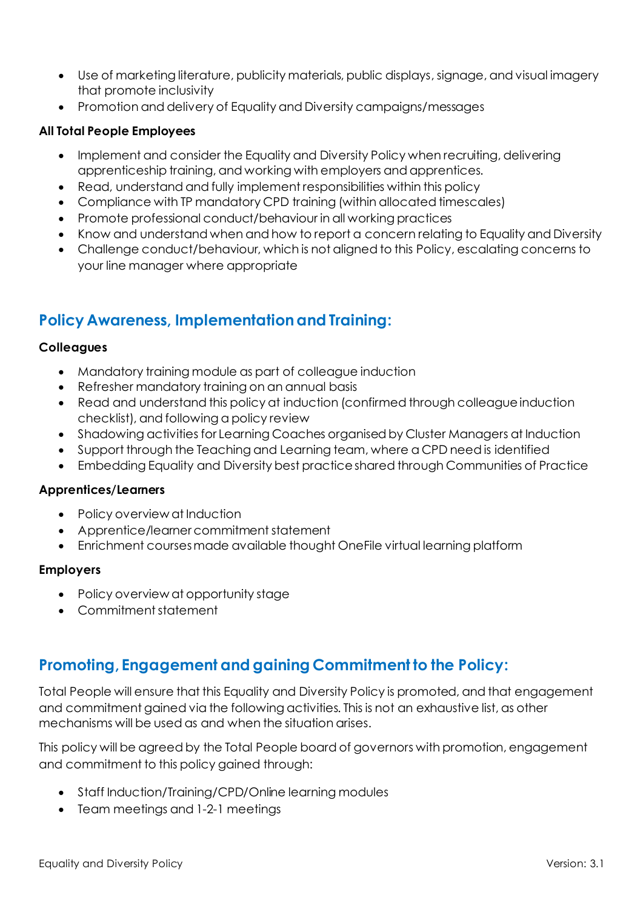- Use of marketing literature, publicity materials, public displays, signage, and visual imagery that promote inclusivity
- Promotion and delivery of Equality and Diversity campaigns/messages

**All Total People Employees**

- Implement and consider the Equality and Diversity Policy when recruiting, delivering apprenticeship training, and working with employers and apprentices.
- Read, understand and fully implement responsibilities within this policy
- Compliance with TP mandatory CPD training (within allocated timescales)
- Promote professional conduct/behaviour in all working practices
- Know and understand when and how to report a concern relating to Equality and Diversity
- Challenge conduct/behaviour, which is not aligned to this Policy, escalating concerns to your line manager where appropriate

## Policy Awareness, Implementation and Training:

**Colleagues**

- Mandatory training module as part of colleague induction
- Refresher mandatory training on an annual basis
- Read and understand this policy at induction (confirmed through colleague induction checklist), and following a policy review
- Shadowing activities for Learning Coaches organised by Cluster Managers at Induction
- Support through the Teaching and Learning team, where a CPD need is identified
- Embedding Equality and Diversity best practice shared through Communities of Practice

**Apprentices/Learners**

- Policy overview at Induction
- Apprentice/learner commitment statement
- Enrichment courses made available thought OneFile virtual learning platform

**Employers**

- Policy overview at opportunity stage
- Commitment statement

## Promoting, Engagement and gaining Commitment to the Policy:

Total People will ensure that this Equality and Diversity Policy is promoted, and that engagement and commitment gained via the following activities. This is not an exhaustive list, as other mechanisms will be used as and when the situation arises.

This policy will be agreed by the Total People board of governors with promotion, engagement and commitment to this policy gained through:

- Staff Induction/Training/CPD/Online learning modules
- Team meetings and 1-2-1 meetings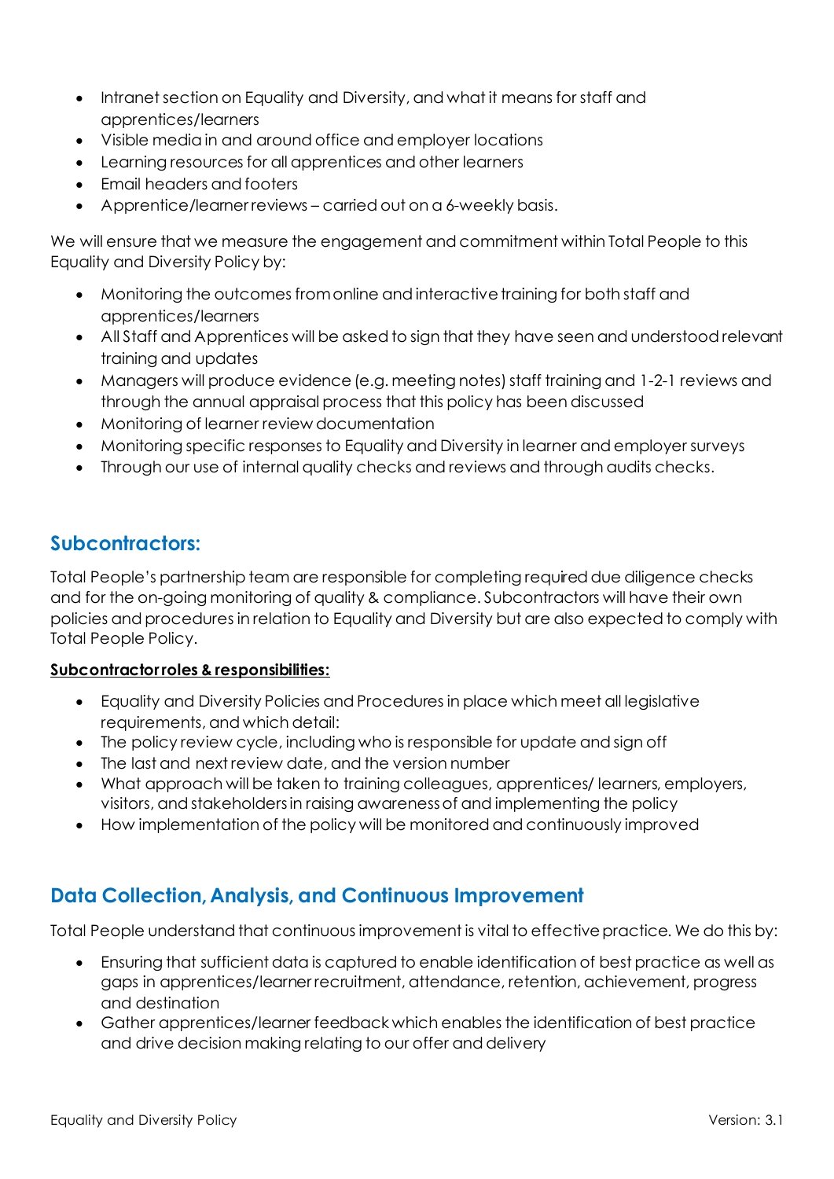- Intranet section on Equality and Diversity, and what it means for staff and apprentices/learners
- Visible media in and around office and employer locations
- Learning resources for all apprentices and other learners
- Email headers and footers
- Apprentice/learner reviews – carried out on a 6-weekly basis.

We will ensure that we measure the engagement and commitment within Total People to this Equality and Diversity Policy by:

- Monitoring the outcomes from online and interactive training for both staff and apprentices/learners
- All Staff and Apprentices will be asked to sign that they have seen and understood relevant training and updates
- Managers will produce evidence (e.g. meeting notes) staff training and 1-2-1 reviews and through the annual appraisal process that this policy has been discussed
- Monitoring of learner review documentation
- Monitoring specific responses to Equality and Diversity in learner and employer surveys
- Through our use of internal quality checks and reviews and through audits checks.

## Subcontractors:

Total People's partnership team are responsible for completing required due diligence checks and for the on-going monitoring of quality & compliance. Subcontractors will have their own policies and procedures in relation to Equality and Diversity but are also expected to comply with Total People Policy.

**Subcontractor roles & responsibilities:**

- Equality and Diversity Policies and Procedures in place which meet all legislative requirements, and which detail:
- The policy review cycle, including who is responsible for update and sign off
- The last and next review date, and the version number
- What approach will be taken to training colleagues, apprentices/ learners, employers, visitors, and stakeholders in raising awareness of and implementing the policy
- How implementation of the policy will be monitored and continuously improved

## Data Collection, Analysis, and Continuous Improvement

Total People understand that continuous improvement is vital to effective practice. We do this by:

- Ensuring that sufficient data is captured to enable identification of best practice as well as gaps in apprentices/learner recruitment, attendance, retention, achievement, progress and destination
- Gather apprentices/learner feedback which enables the identification of best practice and drive decision making relating to our offer and delivery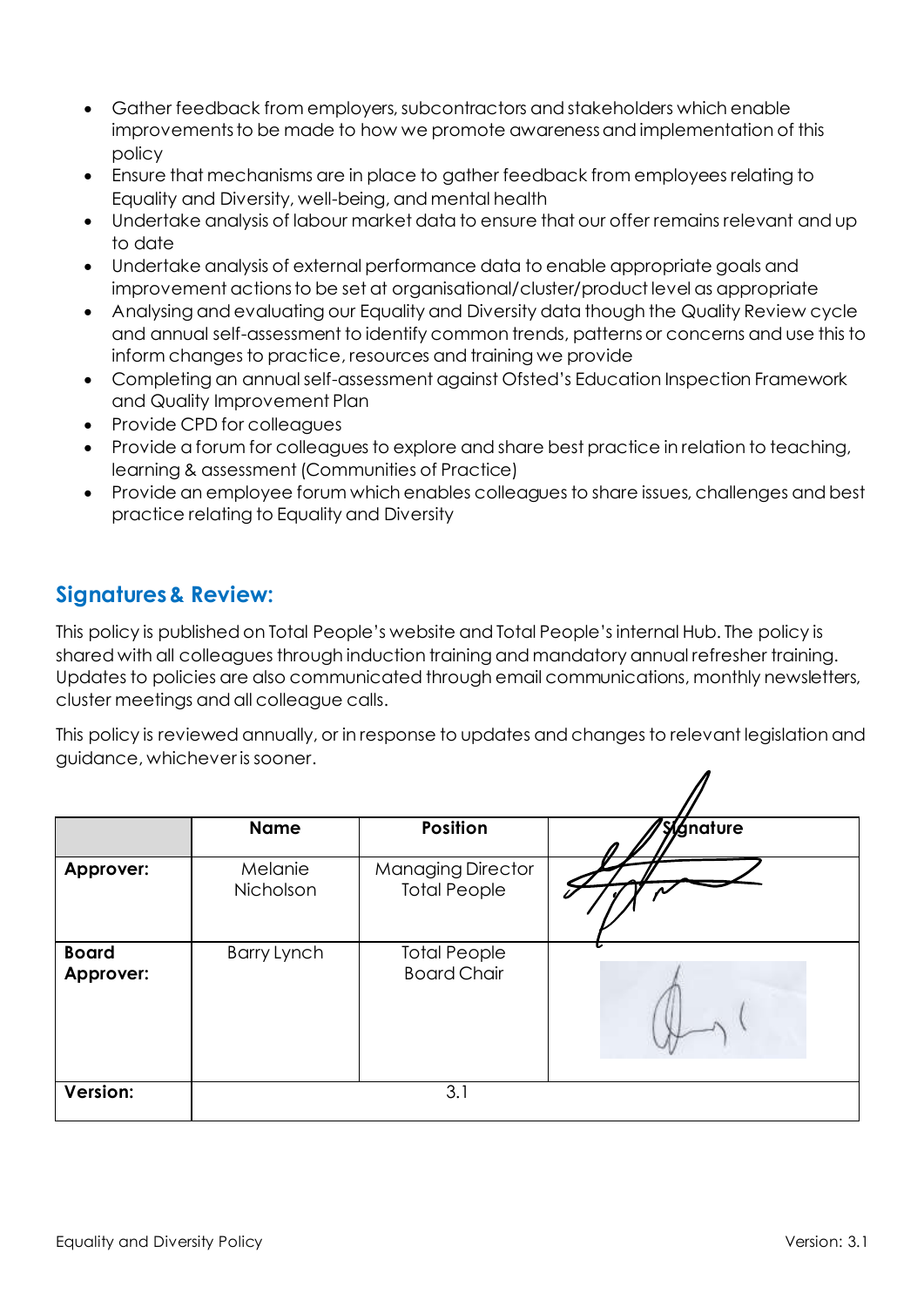- Gather feedback from employers, subcontractors and stakeholders which enable improvements to be made to how we promote awareness and implementation of this policy
- Ensure that mechanisms are in place to gather feedback from employees relating to Equality and Diversity, well-being, and mental health
- Undertake analysis of labour market data to ensure that our offer remains relevant and up to date
- Undertake analysis of external performance data to enable appropriate goals and improvement actions to be set at organisational/cluster/product level as appropriate
- Analysing and evaluating our Equality and Diversity data though the Quality Review cycle and annual self-assessment to identify common trends, patterns or concerns and use this to inform changes to practice, resources and training we provide
- Completing an annual self-assessment against Ofsted's Education Inspection Framework and Quality Improvement Plan
- Provide CPD for colleagues
- Provide a forum for colleagues to explore and share best practice in relation to teaching, learning & assessment (Communities of Practice)
- Provide an employee forum which enables colleagues to share issues, challenges and best practice relating to Equality and Diversity

## Signatures & Review:

This policy is published on Total People's website and Total People's internal Hub. The policy is shared with all colleagues through induction training and mandatory annual refresher training. Updates to policies are also communicated through email communications, monthly newsletters, cluster meetings and all colleague calls.

This policy is reviewed annually, or in response to updates and changes to relevant legislation and guidance, whichever is sooner.

| | Name | Position | Signature |
|---|---|---|---|
| **Approver:** | Melanie Nicholson | Managing Director Total People | |
| **Board Approver:** | Barry Lynch | Total People Board Chair | |
| **Version:** | 3.1 | | |